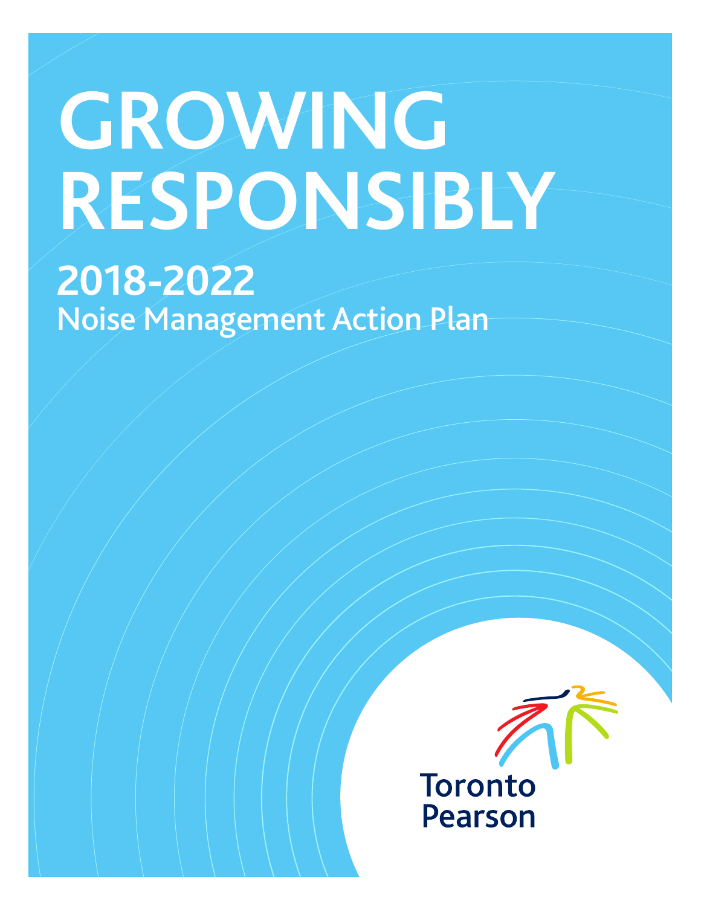# GROWING RESPONSIBLY

## 2018-2022

Noise Management Action Plan

Toronto Pearson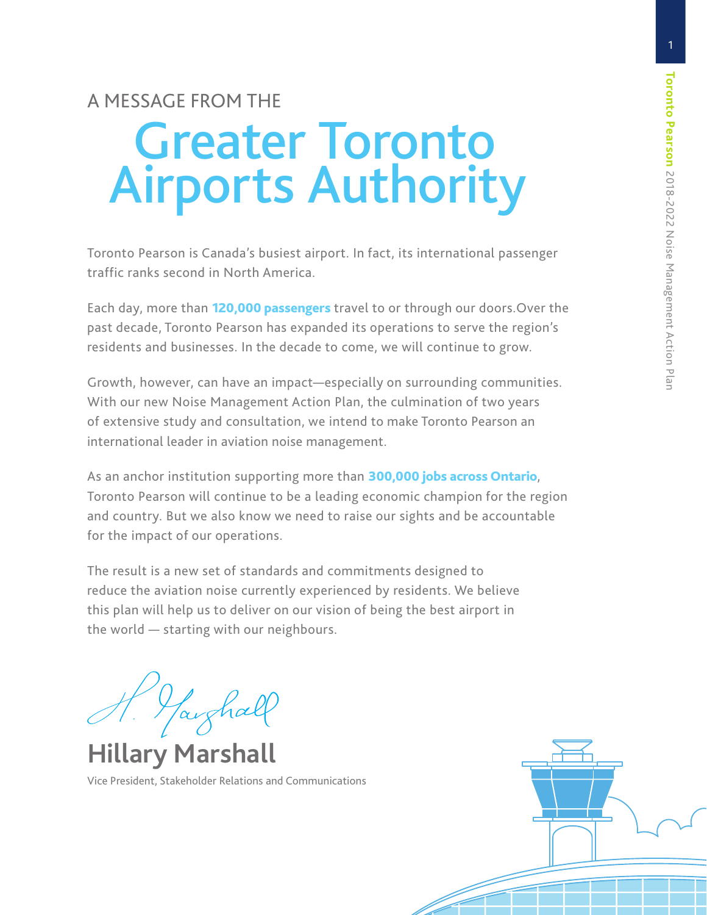A MESSAGE FROM THE

# Greater Toronto Airports Authority

Toronto Pearson is Canada's busiest airport. In fact, its international passenger traffic ranks second in North America.

Each day, more than **120,000 passengers** travel to or through our doors.Over the past decade, Toronto Pearson has expanded its operations to serve the region's residents and businesses. In the decade to come, we will continue to grow.

Growth, however, can have an impact—especially on surrounding communities. With our new Noise Management Action Plan, the culmination of two years of extensive study and consultation, we intend to make Toronto Pearson an international leader in aviation noise management.

As an anchor institution supporting more than **300,000 jobs across Ontario**, Toronto Pearson will continue to be a leading economic champion for the region and country. But we also know we need to raise our sights and be accountable for the impact of our operations.

The result is a new set of standards and commitments designed to reduce the aviation noise currently experienced by residents. We believe this plan will help us to deliver on our vision of being the best airport in the world — starting with our neighbours.

**Hillary Marshall**

Vice President, Stakeholder Relations and Communications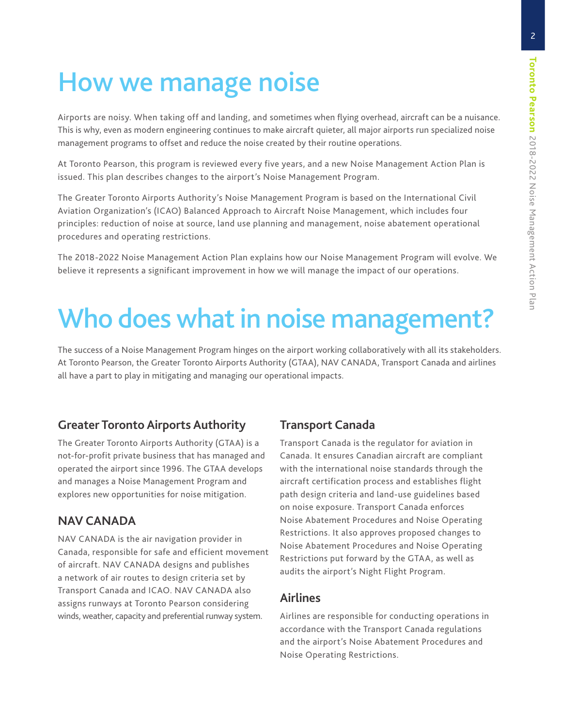# How we manage noise

Airports are noisy. When taking off and landing, and sometimes when flying overhead, aircraft can be a nuisance. This is why, even as modern engineering continues to make aircraft quieter, all major airports run specialized noise management programs to offset and reduce the noise created by their routine operations.

At Toronto Pearson, this program is reviewed every five years, and a new Noise Management Action Plan is issued. This plan describes changes to the airport's Noise Management Program.

The Greater Toronto Airports Authority's Noise Management Program is based on the International Civil Aviation Organization's (ICAO) Balanced Approach to Aircraft Noise Management, which includes four principles: reduction of noise at source, land use planning and management, noise abatement operational procedures and operating restrictions.

The 2018-2022 Noise Management Action Plan explains how our Noise Management Program will evolve. We believe it represents a significant improvement in how we will manage the impact of our operations.

# Who does what in noise management?

The success of a Noise Management Program hinges on the airport working collaboratively with all its stakeholders. At Toronto Pearson, the Greater Toronto Airports Authority (GTAA), NAV CANADA, Transport Canada and airlines all have a part to play in mitigating and managing our operational impacts.

## Greater Toronto Airports Authority

The Greater Toronto Airports Authority (GTAA) is a not-for-profit private business that has managed and operated the airport since 1996. The GTAA develops and manages a Noise Management Program and explores new opportunities for noise mitigation.

## NAV CANADA

NAV CANADA is the air navigation provider in Canada, responsible for safe and efficient movement of aircraft. NAV CANADA designs and publishes a network of air routes to design criteria set by Transport Canada and ICAO. NAV CANADA also assigns runways at Toronto Pearson considering winds, weather, capacity and preferential runway system.

## Transport Canada

Transport Canada is the regulator for aviation in Canada. It ensures Canadian aircraft are compliant with the international noise standards through the aircraft certification process and establishes flight path design criteria and land-use guidelines based on noise exposure. Transport Canada enforces Noise Abatement Procedures and Noise Operating Restrictions. It also approves proposed changes to Noise Abatement Procedures and Noise Operating Restrictions put forward by the GTAA, as well as audits the airport's Night Flight Program.

## Airlines

Airlines are responsible for conducting operations in accordance with the Transport Canada regulations and the airport's Noise Abatement Procedures and Noise Operating Restrictions.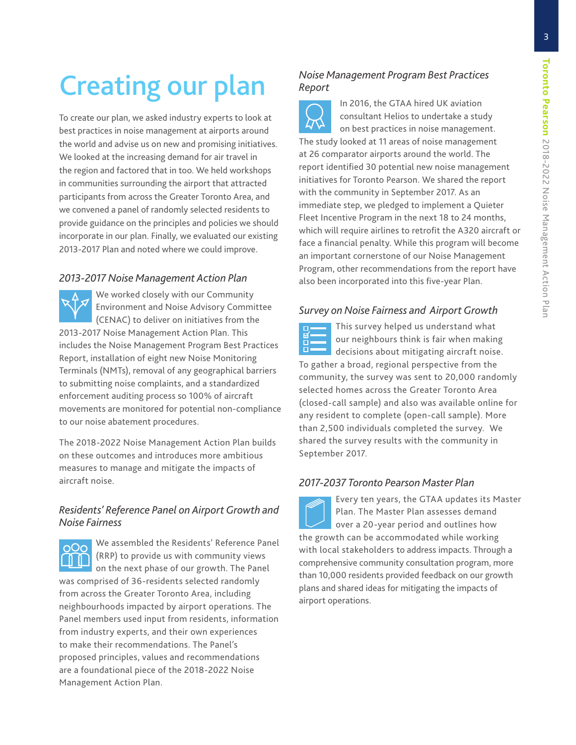# Creating our plan

To create our plan, we asked industry experts to look at best practices in noise management at airports around the world and advise us on new and promising initiatives. We looked at the increasing demand for air travel in the region and factored that in too. We held workshops in communities surrounding the airport that attracted participants from across the Greater Toronto Area, and we convened a panel of randomly selected residents to provide guidance on the principles and policies we should incorporate in our plan. Finally, we evaluated our existing 2013-2017 Plan and noted where we could improve.

### *2013-2017 Noise Management Action Plan*

We worked closely with our Community Environment and Noise Advisory Committee (CENAC) to deliver on initiatives from the 2013-2017 Noise Management Action Plan. This includes the Noise Management Program Best Practices Report, installation of eight new Noise Monitoring Terminals (NMTs), removal of any geographical barriers to submitting noise complaints, and a standardized enforcement auditing process so 100% of aircraft movements are monitored for potential non-compliance to our noise abatement procedures.

The 2018-2022 Noise Management Action Plan builds on these outcomes and introduces more ambitious measures to manage and mitigate the impacts of aircraft noise.

### *Residents' Reference Panel on Airport Growth and Noise Fairness*

We assembled the Residents' Reference Panel (RRP) to provide us with community views on the next phase of our growth. The Panel was comprised of 36-residents selected randomly from across the Greater Toronto Area, including neighbourhoods impacted by airport operations. The Panel members used input from residents, information from industry experts, and their own experiences to make their recommendations. The Panel's proposed principles, values and recommendations are a foundational piece of the 2018-2022 Noise Management Action Plan.

### *Noise Management Program Best Practices Report*

In 2016, the GTAA hired UK aviation consultant Helios to undertake a study on best practices in noise management. The study looked at 11 areas of noise management at 26 comparator airports around the world. The report identified 30 potential new noise management initiatives for Toronto Pearson. We shared the report with the community in September 2017. As an immediate step, we pledged to implement a Quieter Fleet Incentive Program in the next 18 to 24 months, which will require airlines to retrofit the A320 aircraft or face a financial penalty. While this program will become an important cornerstone of our Noise Management Program, other recommendations from the report have also been incorporated into this five-year Plan.

### *Survey on Noise Fairness and Airport Growth*

This survey helped us understand what our neighbours think is fair when making decisions about mitigating aircraft noise. To gather a broad, regional perspective from the community, the survey was sent to 20,000 randomly selected homes across the Greater Toronto Area (closed-call sample) and also was available online for any resident to complete (open-call sample). More than 2,500 individuals completed the survey. We shared the survey results with the community in September 2017.

### *2017-2037 Toronto Pearson Master Plan*

Every ten years, the GTAA updates its Master Plan. The Master Plan assesses demand over a 20-year period and outlines how the growth can be accommodated while working with local stakeholders to address impacts. Through a comprehensive community consultation program, more than 10,000 residents provided feedback on our growth plans and shared ideas for mitigating the impacts of airport operations.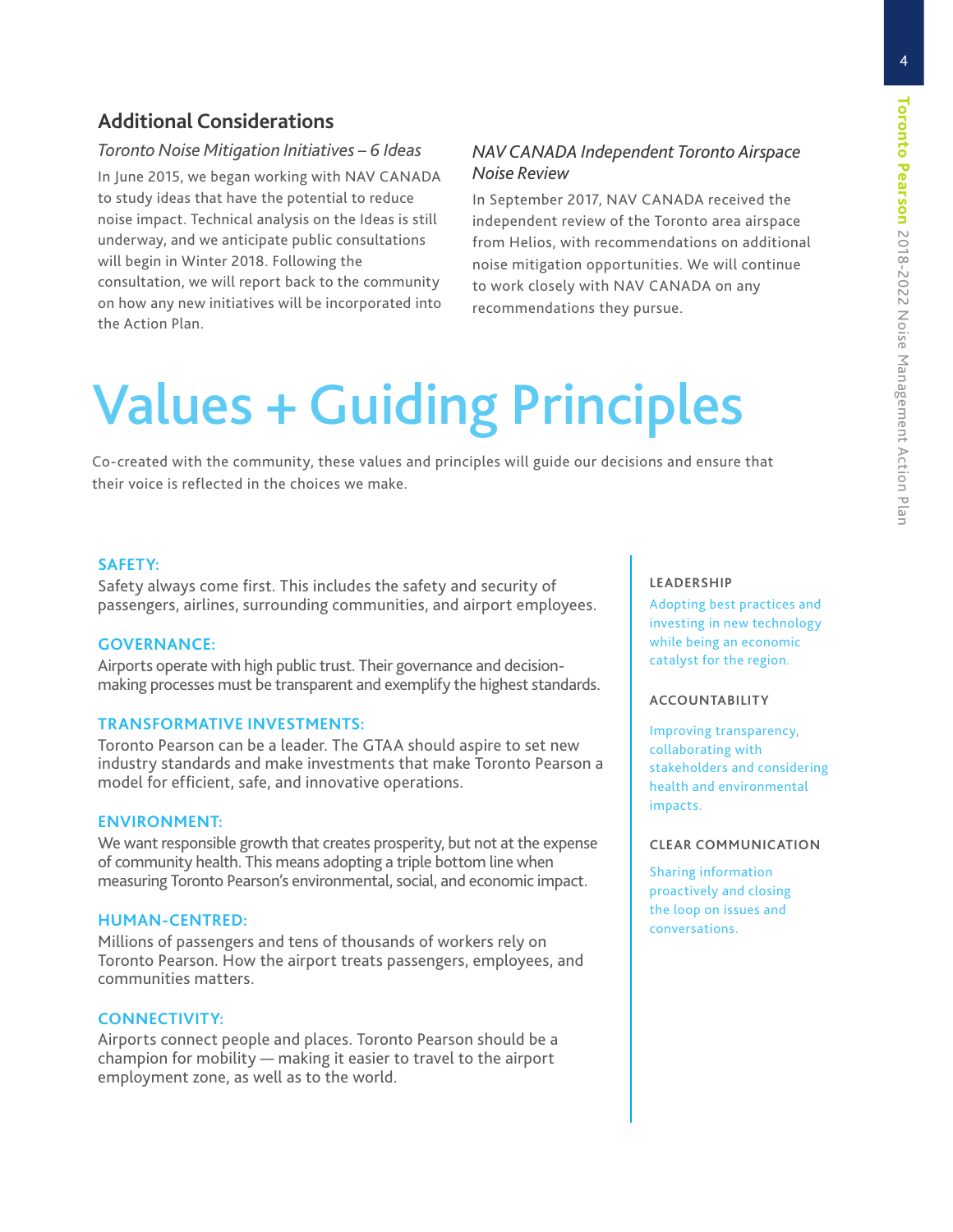## Additional Considerations

### *Toronto Noise Mitigation Initiatives – 6 Ideas*

In June 2015, we began working with NAV CANADA to study ideas that have the potential to reduce noise impact. Technical analysis on the Ideas is still underway, and we anticipate public consultations will begin in Winter 2018. Following the consultation, we will report back to the community on how any new initiatives will be incorporated into the Action Plan.

### *NAV CANADA Independent Toronto Airspace Noise Review*

In September 2017, NAV CANADA received the independent review of the Toronto area airspace from Helios, with recommendations on additional noise mitigation opportunities. We will continue to work closely with NAV CANADA on any recommendations they pursue.

# Values + Guiding Principles

Co-created with the community, these values and principles will guide our decisions and ensure that their voice is reflected in the choices we make.

**SAFETY:**
Safety always come first. This includes the safety and security of passengers, airlines, surrounding communities, and airport employees.

**GOVERNANCE:**
Airports operate with high public trust. Their governance and decision-making processes must be transparent and exemplify the highest standards.

**TRANSFORMATIVE INVESTMENTS:**
Toronto Pearson can be a leader. The GTAA should aspire to set new industry standards and make investments that make Toronto Pearson a model for efficient, safe, and innovative operations.

**ENVIRONMENT:**
We want responsible growth that creates prosperity, but not at the expense of community health. This means adopting a triple bottom line when measuring Toronto Pearson's environmental, social, and economic impact.

**HUMAN-CENTRED:**
Millions of passengers and tens of thousands of workers rely on Toronto Pearson. How the airport treats passengers, employees, and communities matters.

**CONNECTIVITY:**
Airports connect people and places. Toronto Pearson should be a champion for mobility — making it easier to travel to the airport employment zone, as well as to the world.

**LEADERSHIP**
Adopting best practices and investing in new technology while being an economic catalyst for the region.

**ACCOUNTABILITY**
Improving transparency, collaborating with stakeholders and considering health and environmental impacts.

**CLEAR COMMUNICATION**
Sharing information proactively and closing the loop on issues and conversations.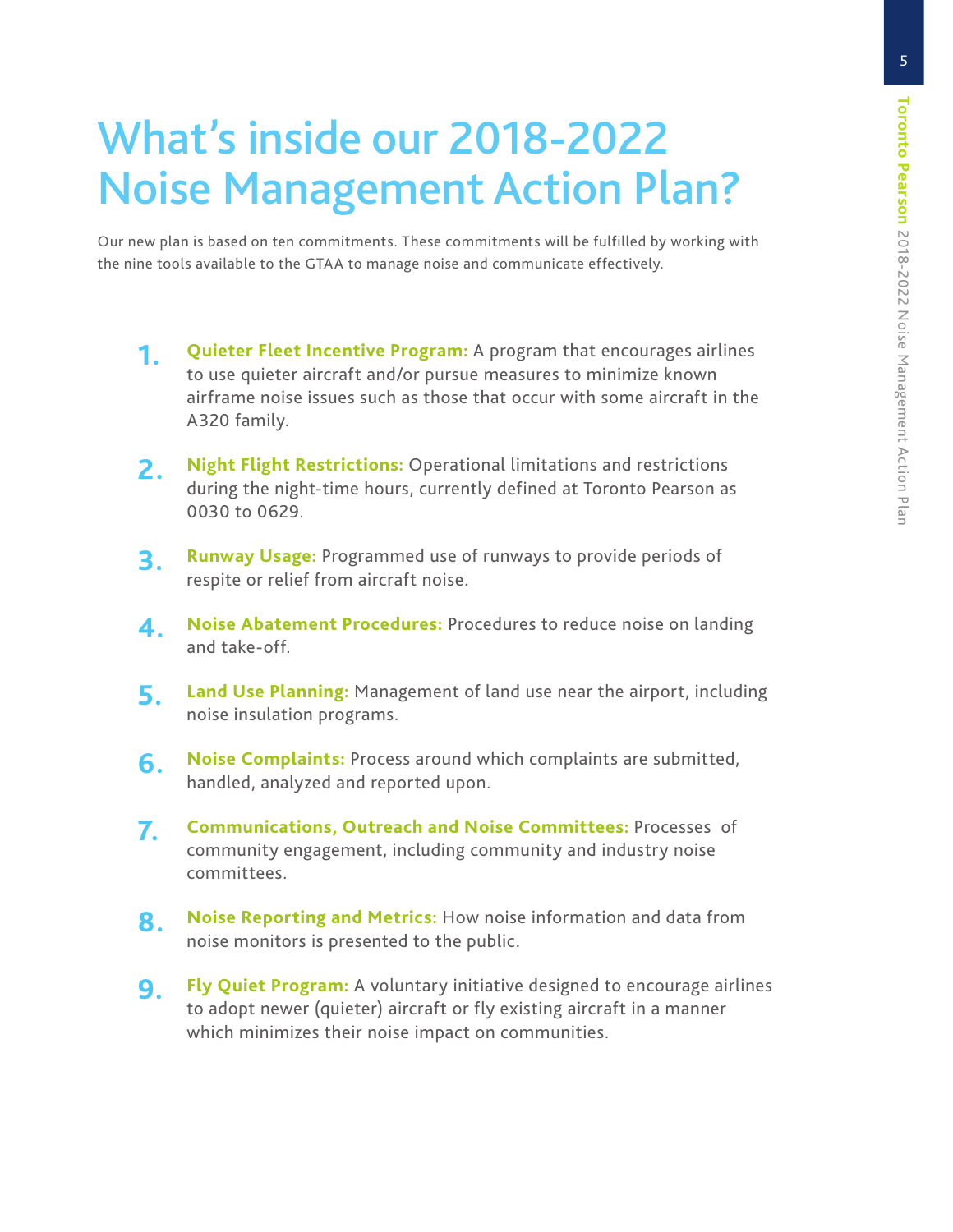# What's inside our 2018-2022 Noise Management Action Plan?

Our new plan is based on ten commitments. These commitments will be fulfilled by working with the nine tools available to the GTAA to manage noise and communicate effectively.

1. **Quieter Fleet Incentive Program:** A program that encourages airlines to use quieter aircraft and/or pursue measures to minimize known airframe noise issues such as those that occur with some aircraft in the A320 family.

2. **Night Flight Restrictions:** Operational limitations and restrictions during the night-time hours, currently defined at Toronto Pearson as 0030 to 0629.

3. **Runway Usage:** Programmed use of runways to provide periods of respite or relief from aircraft noise.

4. **Noise Abatement Procedures:** Procedures to reduce noise on landing and take-off.

5. **Land Use Planning:** Management of land use near the airport, including noise insulation programs.

6. **Noise Complaints:** Process around which complaints are submitted, handled, analyzed and reported upon.

7. **Communications, Outreach and Noise Committees:** Processes of community engagement, including community and industry noise committees.

8. **Noise Reporting and Metrics:** How noise information and data from noise monitors is presented to the public.

9. **Fly Quiet Program:** A voluntary initiative designed to encourage airlines to adopt newer (quieter) aircraft or fly existing aircraft in a manner which minimizes their noise impact on communities.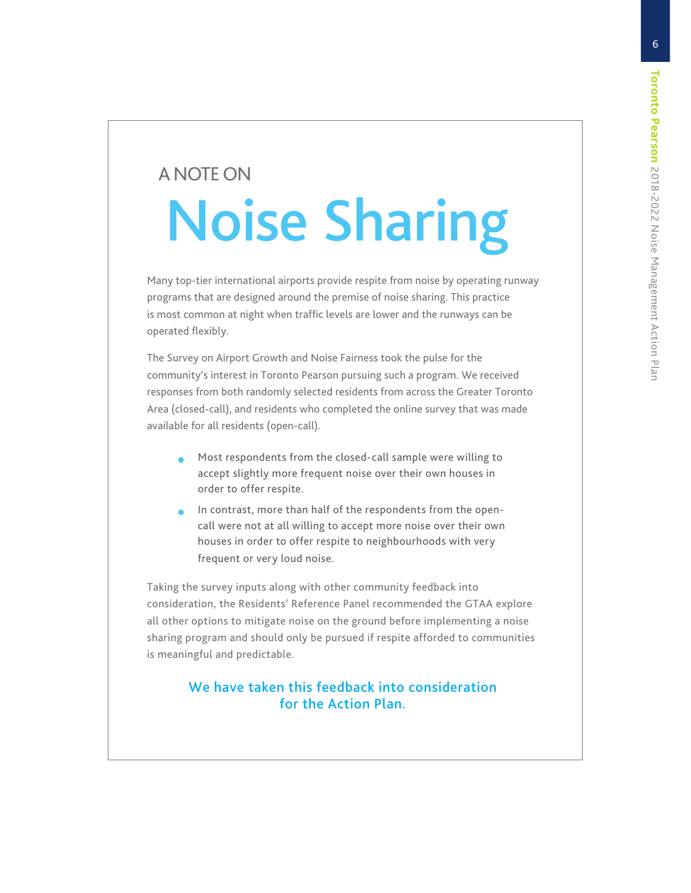A NOTE ON

# Noise Sharing

Many top-tier international airports provide respite from noise by operating runway programs that are designed around the premise of noise sharing. This practice is most common at night when traffic levels are lower and the runways can be operated flexibly.

The Survey on Airport Growth and Noise Fairness took the pulse for the community's interest in Toronto Pearson pursuing such a program. We received responses from both randomly selected residents from across the Greater Toronto Area (closed-call), and residents who completed the online survey that was made available for all residents (open-call).

- Most respondents from the closed-call sample were willing to accept slightly more frequent noise over their own houses in order to offer respite.
- In contrast, more than half of the respondents from the open-call were not at all willing to accept more noise over their own houses in order to offer respite to neighbourhoods with very frequent or very loud noise.

Taking the survey inputs along with other community feedback into consideration, the Residents' Reference Panel recommended the GTAA explore all other options to mitigate noise on the ground before implementing a noise sharing program and should only be pursued if respite afforded to communities is meaningful and predictable.

**We have taken this feedback into consideration for the Action Plan.**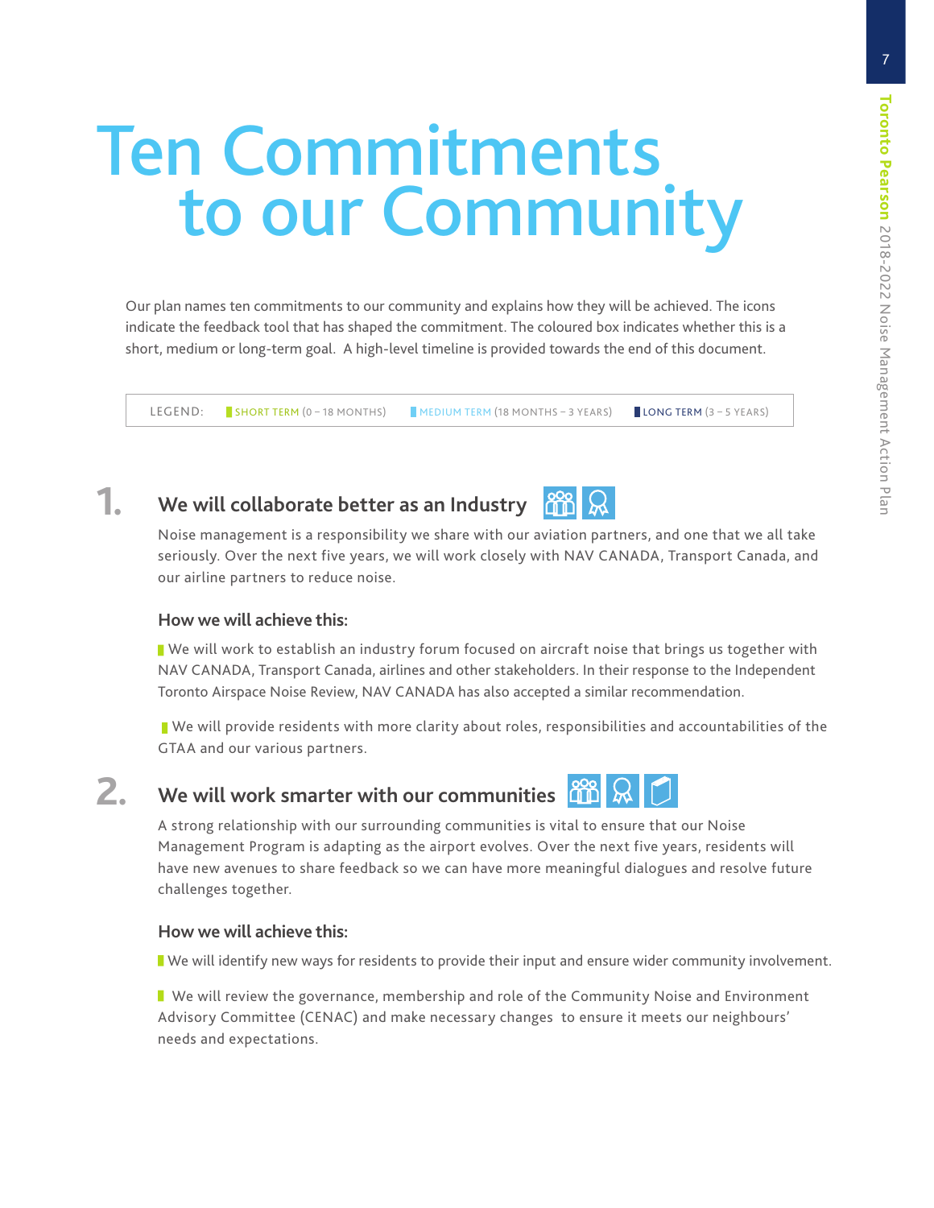# Ten Commitments to our Community

Our plan names ten commitments to our community and explains how they will be achieved. The icons indicate the feedback tool that has shaped the commitment. The coloured box indicates whether this is a short, medium or long-term goal. A high-level timeline is provided towards the end of this document.

| LEGEND: | SHORT TERM (0 – 18 MONTHS) | MEDIUM TERM (18 MONTHS – 3 YEARS) | LONG TERM (3 – 5 YEARS) |
|---|---|---|---|

## 1. We will collaborate better as an Industry

Noise management is a responsibility we share with our aviation partners, and one that we all take seriously. Over the next five years, we will work closely with NAV CANADA, Transport Canada, and our airline partners to reduce noise.

### How we will achieve this:

- We will work to establish an industry forum focused on aircraft noise that brings us together with NAV CANADA, Transport Canada, airlines and other stakeholders. In their response to the Independent Toronto Airspace Noise Review, NAV CANADA has also accepted a similar recommendation.

- We will provide residents with more clarity about roles, responsibilities and accountabilities of the GTAA and our various partners.

## 2. We will work smarter with our communities

A strong relationship with our surrounding communities is vital to ensure that our Noise Management Program is adapting as the airport evolves. Over the next five years, residents will have new avenues to share feedback so we can have more meaningful dialogues and resolve future challenges together.

### How we will achieve this:

- We will identify new ways for residents to provide their input and ensure wider community involvement.

- We will review the governance, membership and role of the Community Noise and Environment Advisory Committee (CENAC) and make necessary changes to ensure it meets our neighbours' needs and expectations.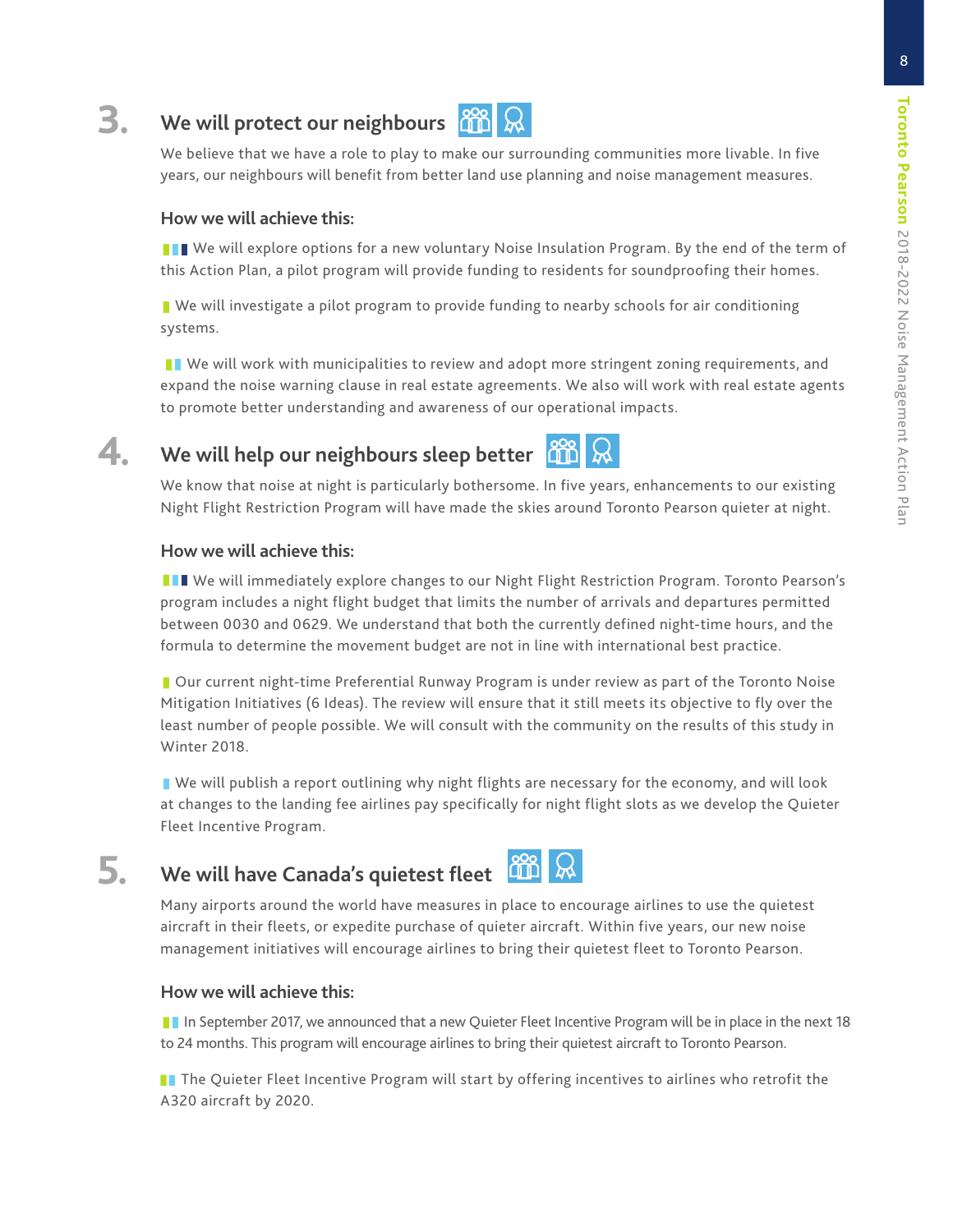## 3. We will protect our neighbours

We believe that we have a role to play to make our surrounding communities more livable. In five years, our neighbours will benefit from better land use planning and noise management measures.

### How we will achieve this:

We will explore options for a new voluntary Noise Insulation Program. By the end of the term of this Action Plan, a pilot program will provide funding to residents for soundproofing their homes.

We will investigate a pilot program to provide funding to nearby schools for air conditioning systems.

We will work with municipalities to review and adopt more stringent zoning requirements, and expand the noise warning clause in real estate agreements. We also will work with real estate agents to promote better understanding and awareness of our operational impacts.

## 4. We will help our neighbours sleep better

We know that noise at night is particularly bothersome. In five years, enhancements to our existing Night Flight Restriction Program will have made the skies around Toronto Pearson quieter at night.

### How we will achieve this:

We will immediately explore changes to our Night Flight Restriction Program. Toronto Pearson's program includes a night flight budget that limits the number of arrivals and departures permitted between 0030 and 0629. We understand that both the currently defined night-time hours, and the formula to determine the movement budget are not in line with international best practice.

Our current night-time Preferential Runway Program is under review as part of the Toronto Noise Mitigation Initiatives (6 Ideas). The review will ensure that it still meets its objective to fly over the least number of people possible. We will consult with the community on the results of this study in Winter 2018.

We will publish a report outlining why night flights are necessary for the economy, and will look at changes to the landing fee airlines pay specifically for night flight slots as we develop the Quieter Fleet Incentive Program.

## 5. We will have Canada's quietest fleet

Many airports around the world have measures in place to encourage airlines to use the quietest aircraft in their fleets, or expedite purchase of quieter aircraft. Within five years, our new noise management initiatives will encourage airlines to bring their quietest fleet to Toronto Pearson.

### How we will achieve this:

In September 2017, we announced that a new Quieter Fleet Incentive Program will be in place in the next 18 to 24 months. This program will encourage airlines to bring their quietest aircraft to Toronto Pearson.

The Quieter Fleet Incentive Program will start by offering incentives to airlines who retrofit the A320 aircraft by 2020.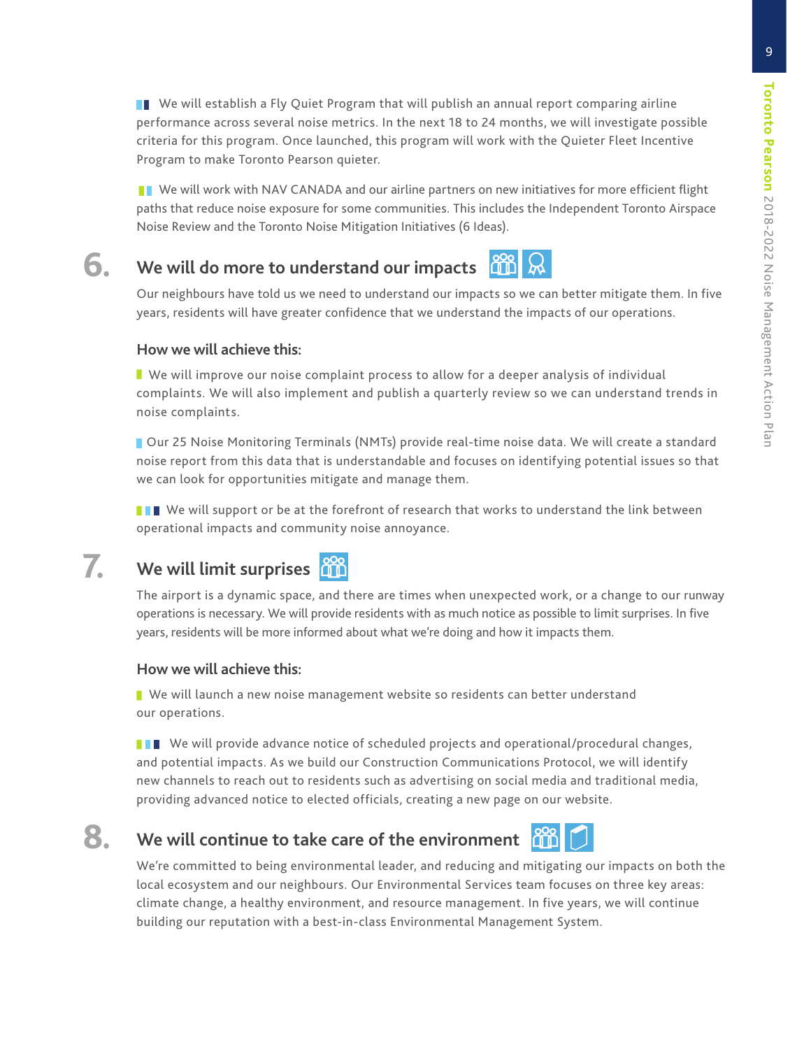We will establish a Fly Quiet Program that will publish an annual report comparing airline performance across several noise metrics. In the next 18 to 24 months, we will investigate possible criteria for this program. Once launched, this program will work with the Quieter Fleet Incentive Program to make Toronto Pearson quieter.

We will work with NAV CANADA and our airline partners on new initiatives for more efficient flight paths that reduce noise exposure for some communities. This includes the Independent Toronto Airspace Noise Review and the Toronto Noise Mitigation Initiatives (6 Ideas).

## 6. We will do more to understand our impacts

Our neighbours have told us we need to understand our impacts so we can better mitigate them. In five years, residents will have greater confidence that we understand the impacts of our operations.

### How we will achieve this:

We will improve our noise complaint process to allow for a deeper analysis of individual complaints. We will also implement and publish a quarterly review so we can understand trends in noise complaints.

Our 25 Noise Monitoring Terminals (NMTs) provide real-time noise data. We will create a standard noise report from this data that is understandable and focuses on identifying potential issues so that we can look for opportunities mitigate and manage them.

We will support or be at the forefront of research that works to understand the link between operational impacts and community noise annoyance.

## 7. We will limit surprises

The airport is a dynamic space, and there are times when unexpected work, or a change to our runway operations is necessary. We will provide residents with as much notice as possible to limit surprises. In five years, residents will be more informed about what we're doing and how it impacts them.

### How we will achieve this:

We will launch a new noise management website so residents can better understand our operations.

We will provide advance notice of scheduled projects and operational/procedural changes, and potential impacts. As we build our Construction Communications Protocol, we will identify new channels to reach out to residents such as advertising on social media and traditional media, providing advanced notice to elected officials, creating a new page on our website.

## 8. We will continue to take care of the environment

We're committed to being environmental leader, and reducing and mitigating our impacts on both the local ecosystem and our neighbours. Our Environmental Services team focuses on three key areas: climate change, a healthy environment, and resource management. In five years, we will continue building our reputation with a best-in-class Environmental Management System.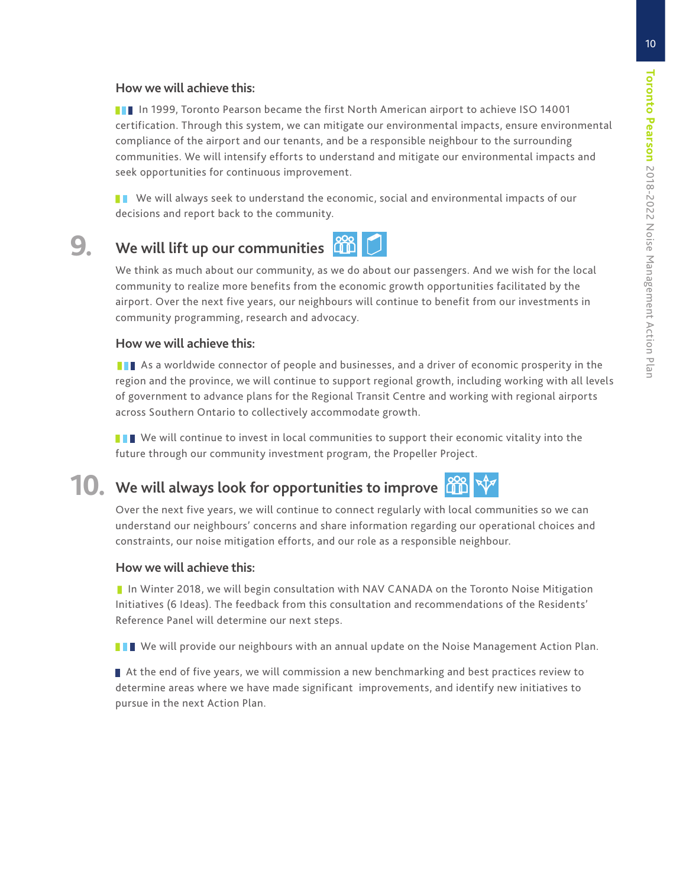### How we will achieve this:

In 1999, Toronto Pearson became the first North American airport to achieve ISO 14001 certification. Through this system, we can mitigate our environmental impacts, ensure environmental compliance of the airport and our tenants, and be a responsible neighbour to the surrounding communities. We will intensify efforts to understand and mitigate our environmental impacts and seek opportunities for continuous improvement.

We will always seek to understand the economic, social and environmental impacts of our decisions and report back to the community.

## 9. We will lift up our communities

We think as much about our community, as we do about our passengers. And we wish for the local community to realize more benefits from the economic growth opportunities facilitated by the airport. Over the next five years, our neighbours will continue to benefit from our investments in community programming, research and advocacy.

### How we will achieve this:

As a worldwide connector of people and businesses, and a driver of economic prosperity in the region and the province, we will continue to support regional growth, including working with all levels of government to advance plans for the Regional Transit Centre and working with regional airports across Southern Ontario to collectively accommodate growth.

We will continue to invest in local communities to support their economic vitality into the future through our community investment program, the Propeller Project.

## 10. We will always look for opportunities to improve

Over the next five years, we will continue to connect regularly with local communities so we can understand our neighbours' concerns and share information regarding our operational choices and constraints, our noise mitigation efforts, and our role as a responsible neighbour.

### How we will achieve this:

In Winter 2018, we will begin consultation with NAV CANADA on the Toronto Noise Mitigation Initiatives (6 Ideas). The feedback from this consultation and recommendations of the Residents' Reference Panel will determine our next steps.

We will provide our neighbours with an annual update on the Noise Management Action Plan.

At the end of five years, we will commission a new benchmarking and best practices review to determine areas where we have made significant improvements, and identify new initiatives to pursue in the next Action Plan.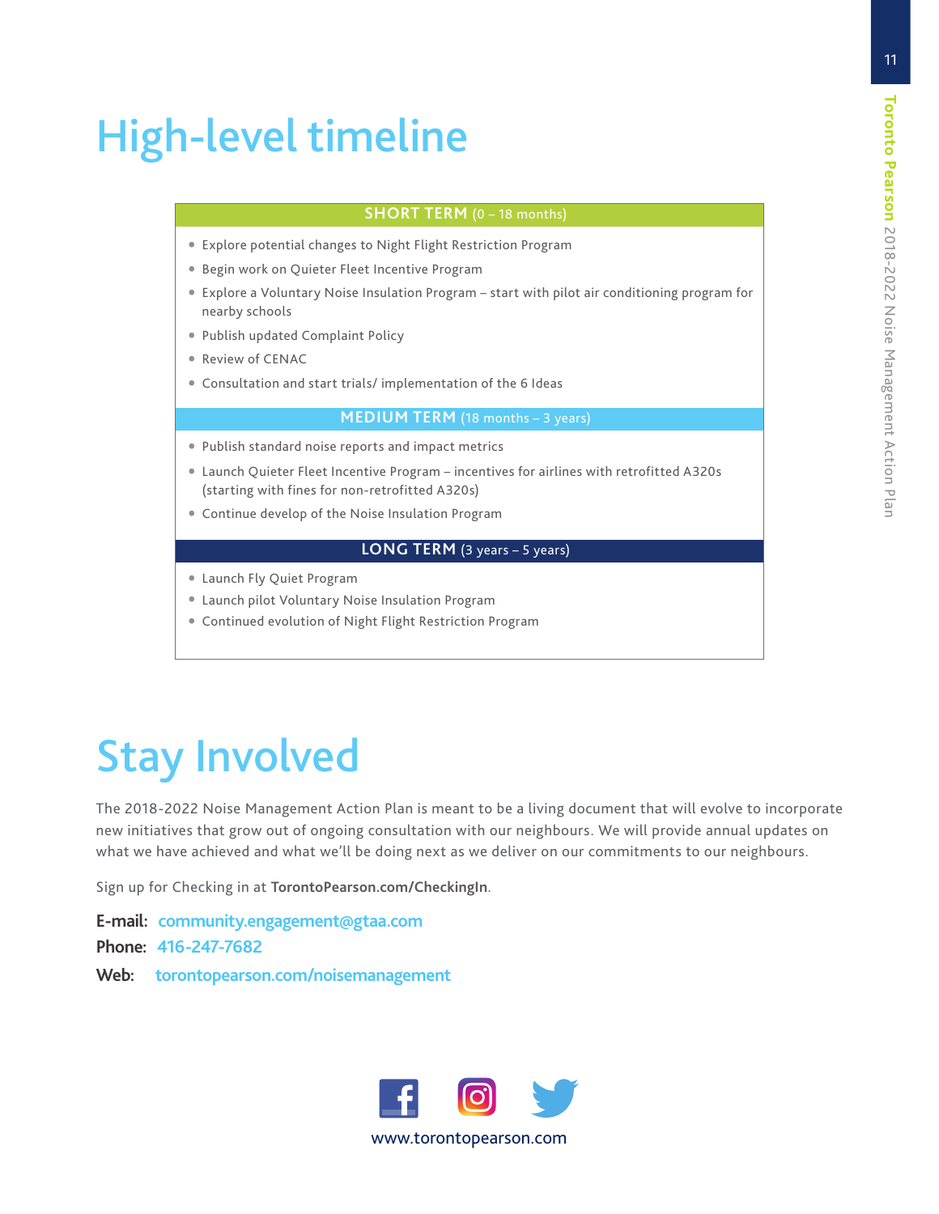# High-level timeline

**SHORT TERM** (0 – 18 months)

- Explore potential changes to Night Flight Restriction Program
- Begin work on Quieter Fleet Incentive Program
- Explore a Voluntary Noise Insulation Program – start with pilot air conditioning program for nearby schools
- Publish updated Complaint Policy
- Review of CENAC
- Consultation and start trials/ implementation of the 6 Ideas

**MEDIUM TERM** (18 months – 3 years)

- Publish standard noise reports and impact metrics
- Launch Quieter Fleet Incentive Program – incentives for airlines with retrofitted A320s (starting with fines for non-retrofitted A320s)
- Continue develop of the Noise Insulation Program

**LONG TERM** (3 years – 5 years)

- Launch Fly Quiet Program
- Launch pilot Voluntary Noise Insulation Program
- Continued evolution of Night Flight Restriction Program

# Stay Involved

The 2018-2022 Noise Management Action Plan is meant to be a living document that will evolve to incorporate new initiatives that grow out of ongoing consultation with our neighbours. We will provide annual updates on what we have achieved and what we'll be doing next as we deliver on our commitments to our neighbours.

Sign up for Checking in at **TorontoPearson.com/CheckingIn**.

**E-mail:** community.engagement@gtaa.com
**Phone:** 416-247-7682
**Web:** torontopearson.com/noisemanagement

www.torontopearson.com